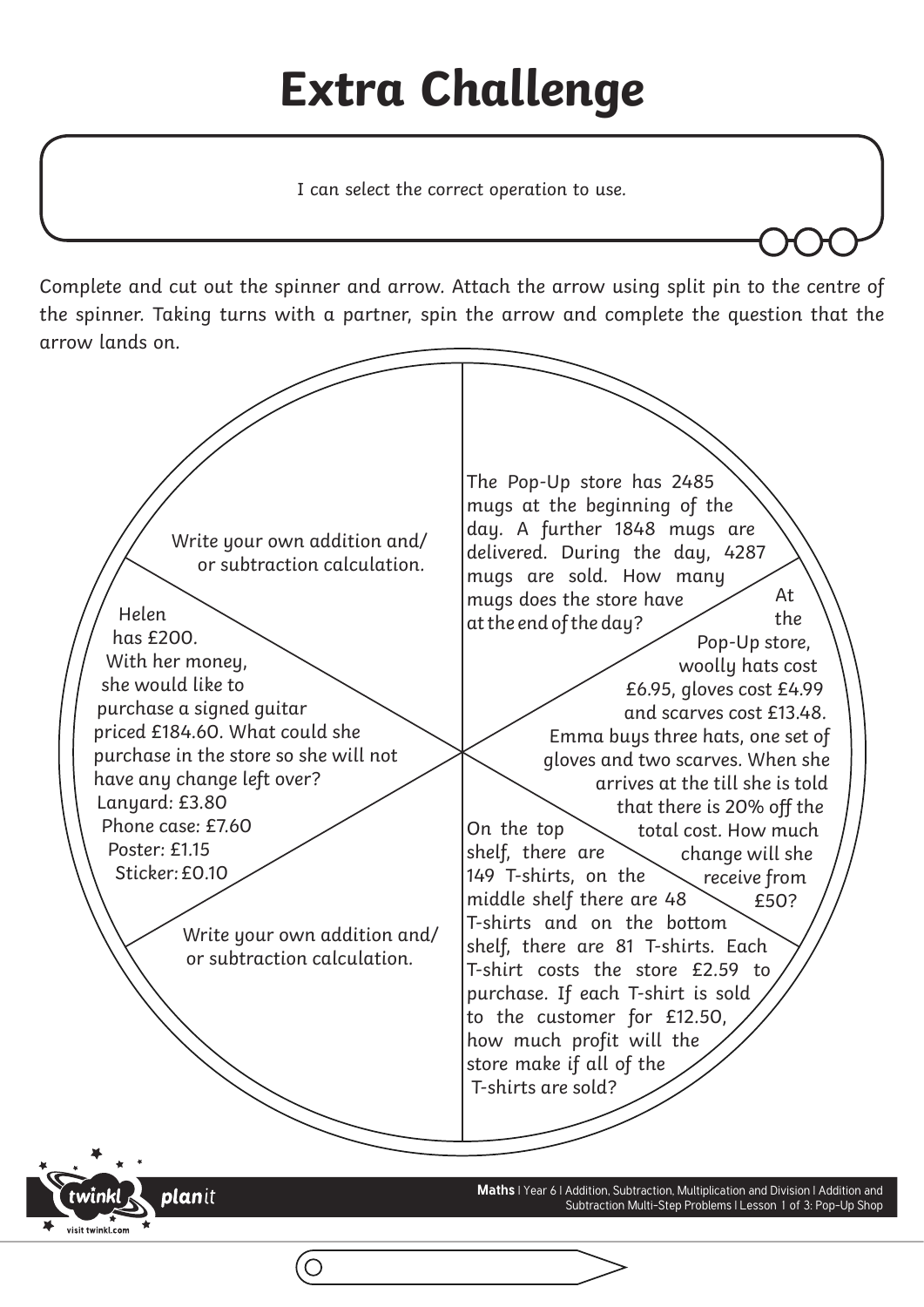# Extra Challenge

I can select the correct operation to use.

Complete and cut out the spinner and arrow. Attach the arrow using split pin to the centre of the spinner. Taking turns with a partner, spin the arrow and complete the question that the arrow lands on.

The Pop-Up store has 2485 mugs at the beginning of the day. A further 1848 mugs are delivered. During the day, 4287 mugs are sold. How many mugs does the store have at the end of the day?

At the Pop-Up store, woolly hats cost £6.95, gloves cost £4.99 and scarves cost £13.48. Emma buys three hats, one set of gloves and two scarves. When she arrives at the till she is told that there is 20% off the total cost. How much change will she receive from £50?

On the top shelf, there are 149 T-shirts, on the middle shelf there are 48 T-shirts and on the bottom shelf, there are 81 T-shirts. Each T-shirt costs the store £2.59 to purchase. If each T-shirt is sold to the customer for £12.50, how much profit will the store make if all of the T-shirts are sold?

Write your own addition and/or subtraction calculation.

Helen has £200. With her money, she would like to purchase a signed guitar priced £184.60. What could she purchase in the store so she will not have any change left over?

Lanyard: £3.80
Phone case: £7.60
Poster: £1.15
Sticker: £0.10

Write your own addition and/or subtraction calculation.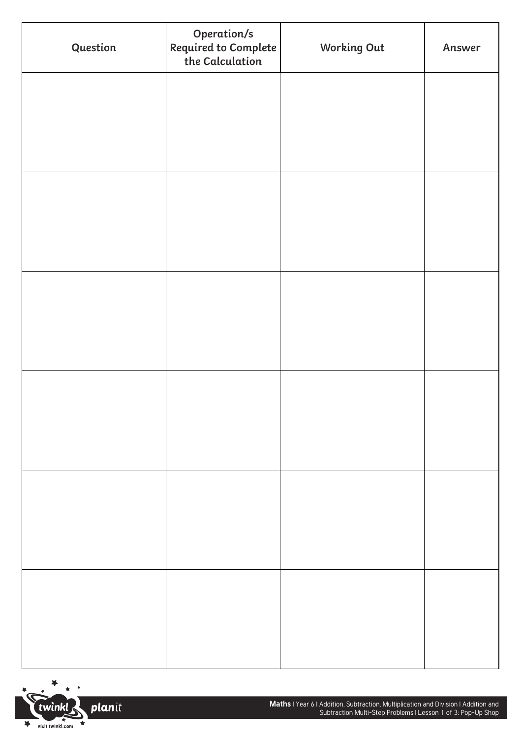| Question | Operation/s Required to Complete the Calculation | Working Out | Answer |
| --- | --- | --- | --- |
| | | | |
| | | | |
| | | | |
| | | | |
| | | | |
| | | | |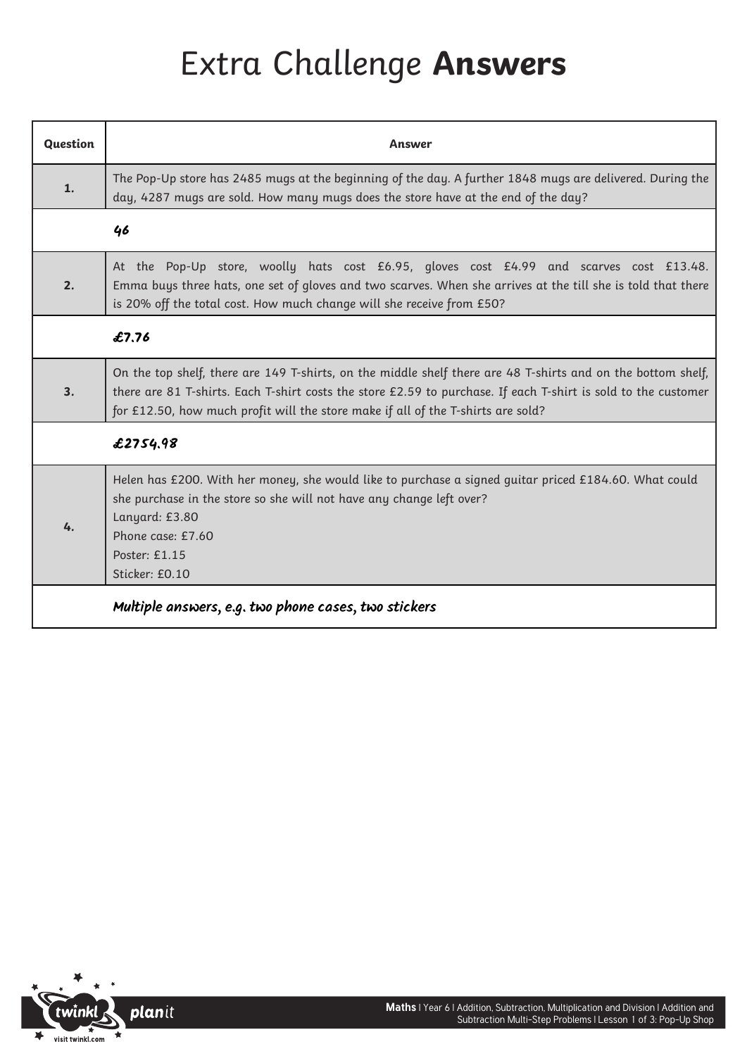# Extra Challenge **Answers**

| Question | Answer |
|---|---|
| **1.** | The Pop-Up store has 2485 mugs at the beginning of the day. A further 1848 mugs are delivered. During the day, 4287 mugs are sold. How many mugs does the store have at the end of the day? |
| | **46** |
| **2.** | At the Pop-Up store, woolly hats cost £6.95, gloves cost £4.99 and scarves cost £13.48. Emma buys three hats, one set of gloves and two scarves. When she arrives at the till she is told that there is 20% off the total cost. How much change will she receive from £50? |
| | **£7.76** |
| **3.** | On the top shelf, there are 149 T-shirts, on the middle shelf there are 48 T-shirts and on the bottom shelf, there are 81 T-shirts. Each T-shirt costs the store £2.59 to purchase. If each T-shirt is sold to the customer for £12.50, how much profit will the store make if all of the T-shirts are sold? |
| | **£2754.98** |
| **4.** | Helen has £200. With her money, she would like to purchase a signed guitar priced £184.60. What could she purchase in the store so she will not have any change left over?<br>Lanyard: £3.80<br>Phone case: £7.60<br>Poster: £1.15<br>Sticker: £0.10 |
| | **Multiple answers, e.g. two phone cases, two stickers** |